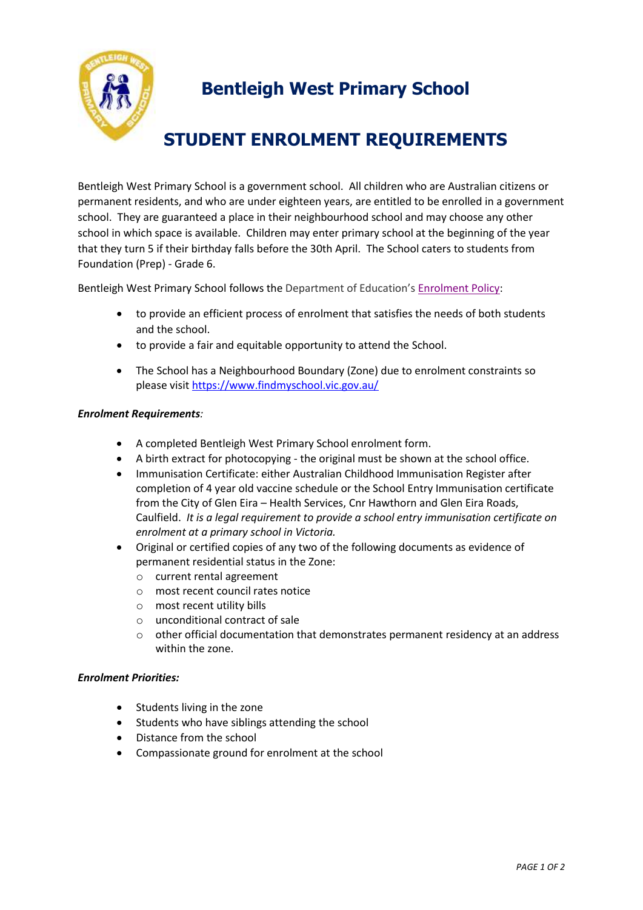# Bentleigh West Primary School

## STUDENT ENROLMENT REQUIREMENTS

Bentleigh West Primary School is a government school. All children who are Australian citizens or permanent residents, and who are under eighteen years, are entitled to be enrolled in a government school. They are guaranteed a place in their neighbourhood school and may choose any other school in which space is available. Children may enter primary school at the beginning of the year that they turn 5 if their birthday falls before the 30th April. The School caters to students from Foundation (Prep) - Grade 6.

Bentleigh West Primary School follows the Department of Education's [Enrolment Policy](Enrolment Policy):

- to provide an efficient process of enrolment that satisfies the needs of both students and the school.
- to provide a fair and equitable opportunity to attend the School.
- The School has a Neighbourhood Boundary (Zone) due to enrolment constraints so please visit [https://www.findmyschool.vic.gov.au/](https://www.findmyschool.vic.gov.au/)

***Enrolment Requirements****:*

- A completed Bentleigh West Primary School enrolment form.
- A birth extract for photocopying - the original must be shown at the school office.
- Immunisation Certificate: either Australian Childhood Immunisation Register after completion of 4 year old vaccine schedule or the School Entry Immunisation certificate from the City of Glen Eira – Health Services, Cnr Hawthorn and Glen Eira Roads, Caulfield. *It is a legal requirement to provide a school entry immunisation certificate on enrolment at a primary school in Victoria.*
- Original or certified copies of any two of the following documents as evidence of permanent residential status in the Zone:
    - current rental agreement
    - most recent council rates notice
    - most recent utility bills
    - unconditional contract of sale
    - other official documentation that demonstrates permanent residency at an address within the zone.

***Enrolment Priorities:***

- Students living in the zone
- Students who have siblings attending the school
- Distance from the school
- Compassionate ground for enrolment at the school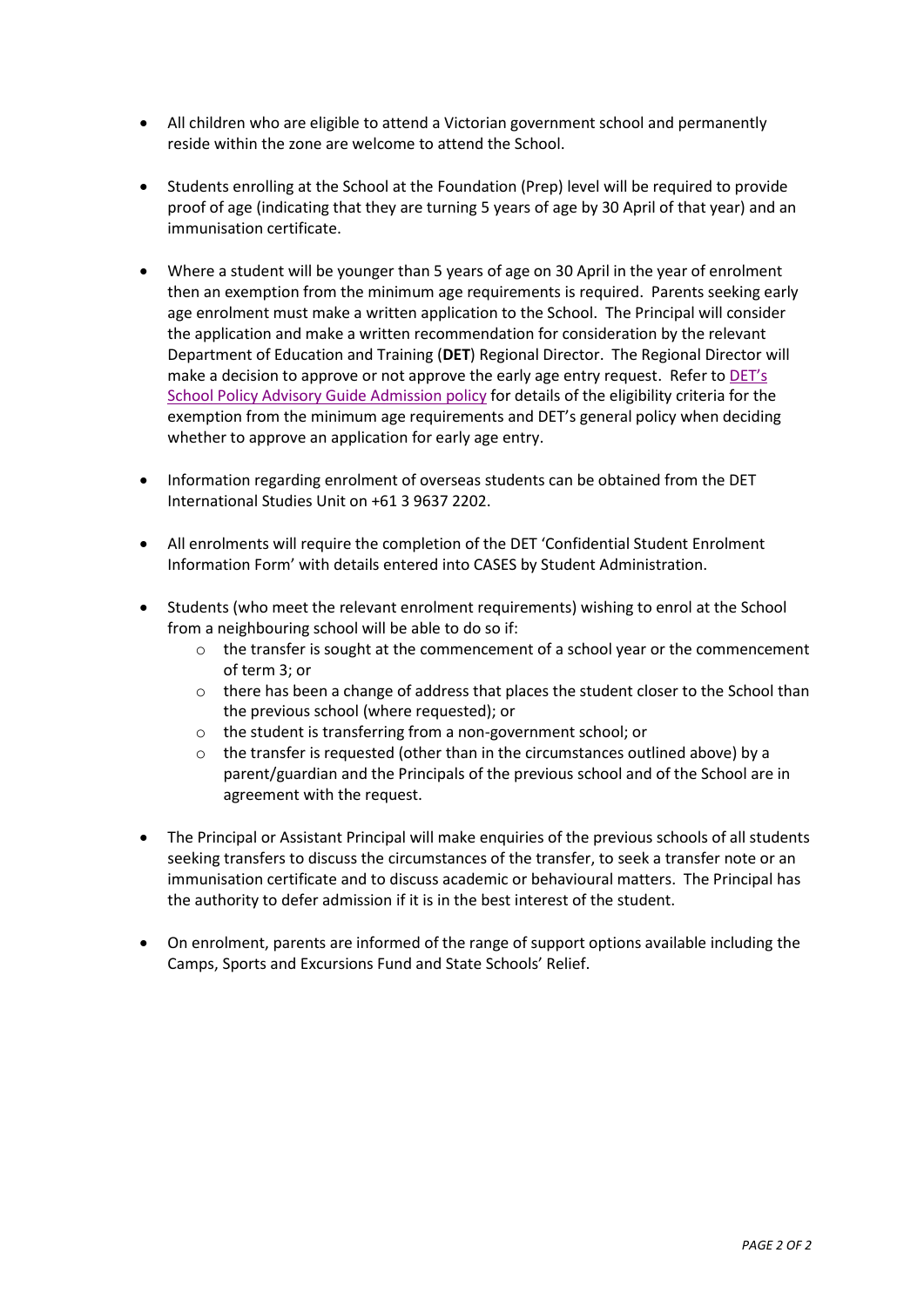- All children who are eligible to attend a Victorian government school and permanently reside within the zone are welcome to attend the School.

- Students enrolling at the School at the Foundation (Prep) level will be required to provide proof of age (indicating that they are turning 5 years of age by 30 April of that year) and an immunisation certificate.

- Where a student will be younger than 5 years of age on 30 April in the year of enrolment then an exemption from the minimum age requirements is required. Parents seeking early age enrolment must make a written application to the School. The Principal will consider the application and make a written recommendation for consideration by the relevant Department of Education and Training (**DET**) Regional Director. The Regional Director will make a decision to approve or not approve the early age entry request. Refer to DET's School Policy Advisory Guide Admission policy for details of the eligibility criteria for the exemption from the minimum age requirements and DET's general policy when deciding whether to approve an application for early age entry.

- Information regarding enrolment of overseas students can be obtained from the DET International Studies Unit on +61 3 9637 2202.

- All enrolments will require the completion of the DET 'Confidential Student Enrolment Information Form' with details entered into CASES by Student Administration.

- Students (who meet the relevant enrolment requirements) wishing to enrol at the School from a neighbouring school will be able to do so if:
  - the transfer is sought at the commencement of a school year or the commencement of term 3; or
  - there has been a change of address that places the student closer to the School than the previous school (where requested); or
  - the student is transferring from a non-government school; or
  - the transfer is requested (other than in the circumstances outlined above) by a parent/guardian and the Principals of the previous school and of the School are in agreement with the request.

- The Principal or Assistant Principal will make enquiries of the previous schools of all students seeking transfers to discuss the circumstances of the transfer, to seek a transfer note or an immunisation certificate and to discuss academic or behavioural matters. The Principal has the authority to defer admission if it is in the best interest of the student.

- On enrolment, parents are informed of the range of support options available including the Camps, Sports and Excursions Fund and State Schools' Relief.